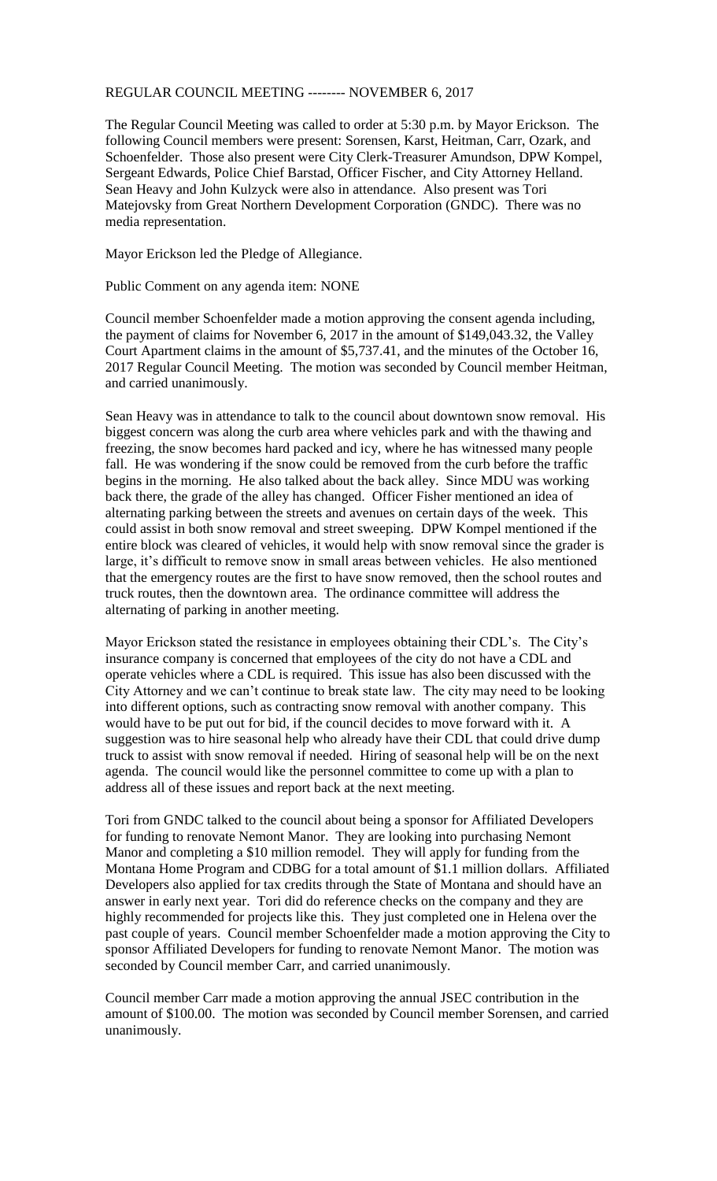REGULAR COUNCIL MEETING -------- NOVEMBER 6, 2017

The Regular Council Meeting was called to order at 5:30 p.m. by Mayor Erickson. The following Council members were present: Sorensen, Karst, Heitman, Carr, Ozark, and Schoenfelder. Those also present were City Clerk-Treasurer Amundson, DPW Kompel, Sergeant Edwards, Police Chief Barstad, Officer Fischer, and City Attorney Helland. Sean Heavy and John Kulzyck were also in attendance. Also present was Tori Matejovsky from Great Northern Development Corporation (GNDC). There was no media representation.

Mayor Erickson led the Pledge of Allegiance.

Public Comment on any agenda item: NONE

Council member Schoenfelder made a motion approving the consent agenda including, the payment of claims for November 6, 2017 in the amount of $149,043.32, the Valley Court Apartment claims in the amount of $5,737.41, and the minutes of the October 16, 2017 Regular Council Meeting. The motion was seconded by Council member Heitman, and carried unanimously.

Sean Heavy was in attendance to talk to the council about downtown snow removal. His biggest concern was along the curb area where vehicles park and with the thawing and freezing, the snow becomes hard packed and icy, where he has witnessed many people fall. He was wondering if the snow could be removed from the curb before the traffic begins in the morning. He also talked about the back alley. Since MDU was working back there, the grade of the alley has changed. Officer Fisher mentioned an idea of alternating parking between the streets and avenues on certain days of the week. This could assist in both snow removal and street sweeping. DPW Kompel mentioned if the entire block was cleared of vehicles, it would help with snow removal since the grader is large, it's difficult to remove snow in small areas between vehicles. He also mentioned that the emergency routes are the first to have snow removed, then the school routes and truck routes, then the downtown area. The ordinance committee will address the alternating of parking in another meeting.

Mayor Erickson stated the resistance in employees obtaining their CDL's. The City's insurance company is concerned that employees of the city do not have a CDL and operate vehicles where a CDL is required. This issue has also been discussed with the City Attorney and we can't continue to break state law. The city may need to be looking into different options, such as contracting snow removal with another company. This would have to be put out for bid, if the council decides to move forward with it. A suggestion was to hire seasonal help who already have their CDL that could drive dump truck to assist with snow removal if needed. Hiring of seasonal help will be on the next agenda. The council would like the personnel committee to come up with a plan to address all of these issues and report back at the next meeting.

Tori from GNDC talked to the council about being a sponsor for Affiliated Developers for funding to renovate Nemont Manor. They are looking into purchasing Nemont Manor and completing a $10 million remodel. They will apply for funding from the Montana Home Program and CDBG for a total amount of $1.1 million dollars. Affiliated Developers also applied for tax credits through the State of Montana and should have an answer in early next year. Tori did do reference checks on the company and they are highly recommended for projects like this. They just completed one in Helena over the past couple of years. Council member Schoenfelder made a motion approving the City to sponsor Affiliated Developers for funding to renovate Nemont Manor. The motion was seconded by Council member Carr, and carried unanimously.

Council member Carr made a motion approving the annual JSEC contribution in the amount of $100.00. The motion was seconded by Council member Sorensen, and carried unanimously.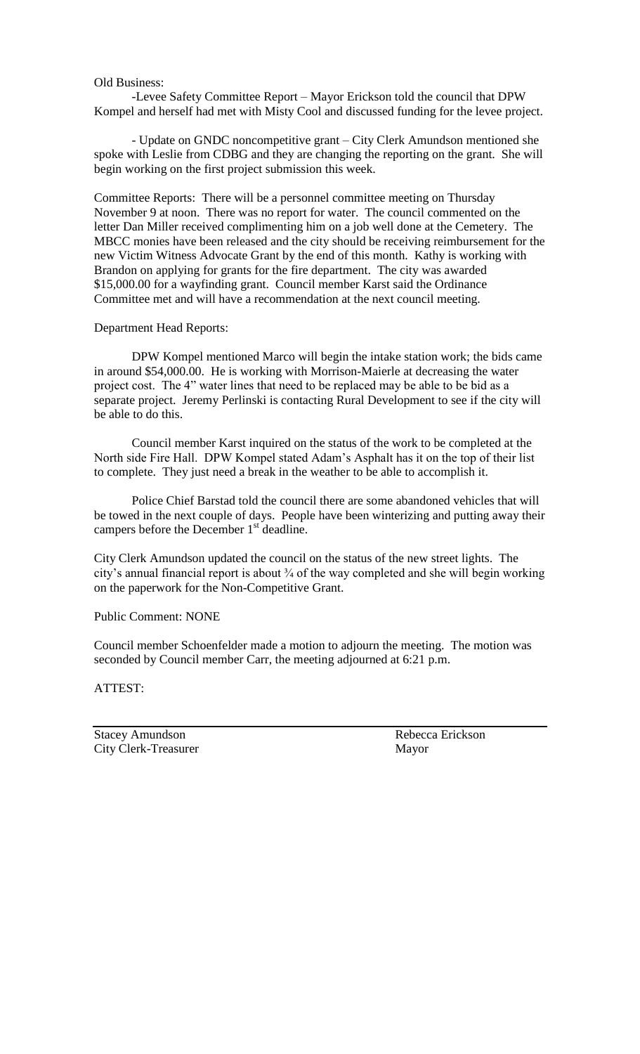Old Business:

-Levee Safety Committee Report – Mayor Erickson told the council that DPW Kompel and herself had met with Misty Cool and discussed funding for the levee project.

- Update on GNDC noncompetitive grant – City Clerk Amundson mentioned she spoke with Leslie from CDBG and they are changing the reporting on the grant. She will begin working on the first project submission this week.

Committee Reports: There will be a personnel committee meeting on Thursday November 9 at noon. There was no report for water. The council commented on the letter Dan Miller received complimenting him on a job well done at the Cemetery. The MBCC monies have been released and the city should be receiving reimbursement for the new Victim Witness Advocate Grant by the end of this month. Kathy is working with Brandon on applying for grants for the fire department. The city was awarded $15,000.00 for a wayfinding grant. Council member Karst said the Ordinance Committee met and will have a recommendation at the next council meeting.

Department Head Reports:

DPW Kompel mentioned Marco will begin the intake station work; the bids came in around $54,000.00. He is working with Morrison-Maierle at decreasing the water project cost. The 4" water lines that need to be replaced may be able to be bid as a separate project. Jeremy Perlinski is contacting Rural Development to see if the city will be able to do this.

Council member Karst inquired on the status of the work to be completed at the North side Fire Hall. DPW Kompel stated Adam's Asphalt has it on the top of their list to complete. They just need a break in the weather to be able to accomplish it.

Police Chief Barstad told the council there are some abandoned vehicles that will be towed in the next couple of days. People have been winterizing and putting away their campers before the December 1st deadline.

City Clerk Amundson updated the council on the status of the new street lights. The city's annual financial report is about ¾ of the way completed and she will begin working on the paperwork for the Non-Competitive Grant.

Public Comment: NONE

Council member Schoenfelder made a motion to adjourn the meeting. The motion was seconded by Council member Carr, the meeting adjourned at 6:21 p.m.

ATTEST:

| | |
|---|---|
| Stacey Amundson<br>City Clerk-Treasurer | Rebecca Erickson<br>Mayor |